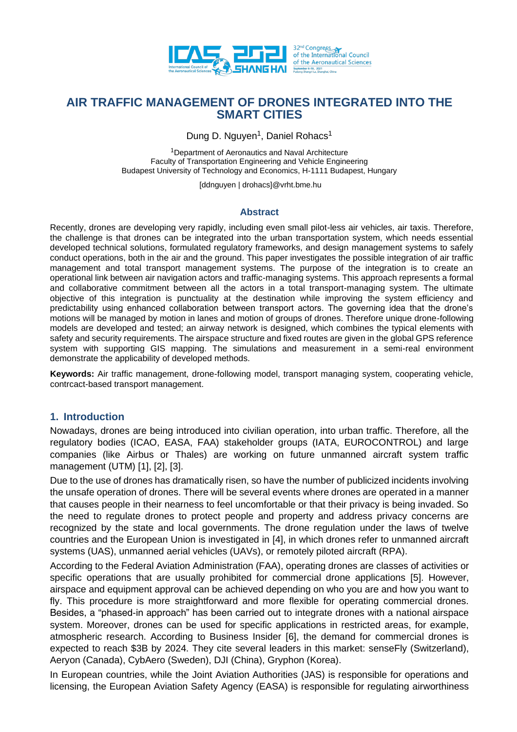# AIR TRAFFIC MANAGEMENT OF DRONES INTEGRATED INTO THE SMART CITIES

Dung D. Nguyen[1], Daniel Rohacs[1]

[1]Department of Aeronautics and Naval Architecture
Faculty of Transportation Engineering and Vehicle Engineering
Budapest University of Technology and Economics, H-1111 Budapest, Hungary

[ddnguyen | drohacs]@vrht.bme.hu

## Abstract

Recently, drones are developing very rapidly, including even small pilot-less air vehicles, air taxis. Therefore, the challenge is that drones can be integrated into the urban transportation system, which needs essential developed technical solutions, formulated regulatory frameworks, and design management systems to safely conduct operations, both in the air and the ground. This paper investigates the possible integration of air traffic management and total transport management systems. The purpose of the integration is to create an operational link between air navigation actors and traffic-managing systems. This approach represents a formal and collaborative commitment between all the actors in a total transport-managing system. The ultimate objective of this integration is punctuality at the destination while improving the system efficiency and predictability using enhanced collaboration between transport actors. The governing idea that the drone's motions will be managed by motion in lanes and motion of groups of drones. Therefore unique drone-following models are developed and tested; an airway network is designed, which combines the typical elements with safety and security requirements. The airspace structure and fixed routes are given in the global GPS reference system with supporting GIS mapping. The simulations and measurement in a semi-real environment demonstrate the applicability of developed methods.

**Keywords:** Air traffic management, drone-following model, transport managing system, cooperating vehicle, contrcact-based transport management.

## 1. Introduction

Nowadays, drones are being introduced into civilian operation, into urban traffic. Therefore, all the regulatory bodies (ICAO, EASA, FAA) stakeholder groups (IATA, EUROCONTROL) and large companies (like Airbus or Thales) are working on future unmanned aircraft system traffic management (UTM) [1], [2], [3].

Due to the use of drones has dramatically risen, so have the number of publicized incidents involving the unsafe operation of drones. There will be several events where drones are operated in a manner that causes people in their nearness to feel uncomfortable or that their privacy is being invaded. So the need to regulate drones to protect people and property and address privacy concerns are recognized by the state and local governments. The drone regulation under the laws of twelve countries and the European Union is investigated in [4], in which drones refer to unmanned aircraft systems (UAS), unmanned aerial vehicles (UAVs), or remotely piloted aircraft (RPA).

According to the Federal Aviation Administration (FAA), operating drones are classes of activities or specific operations that are usually prohibited for commercial drone applications [5]. However, airspace and equipment approval can be achieved depending on who you are and how you want to fly. This procedure is more straightforward and more flexible for operating commercial drones. Besides, a "phased-in approach" has been carried out to integrate drones with a national airspace system. Moreover, drones can be used for specific applications in restricted areas, for example, atmospheric research. According to Business Insider [6], the demand for commercial drones is expected to reach $3B by 2024. They cite several leaders in this market: senseFly (Switzerland), Aeryon (Canada), CybAero (Sweden), DJI (China), Gryphon (Korea).

In European countries, while the Joint Aviation Authorities (JAS) is responsible for operations and licensing, the European Aviation Safety Agency (EASA) is responsible for regulating airworthiness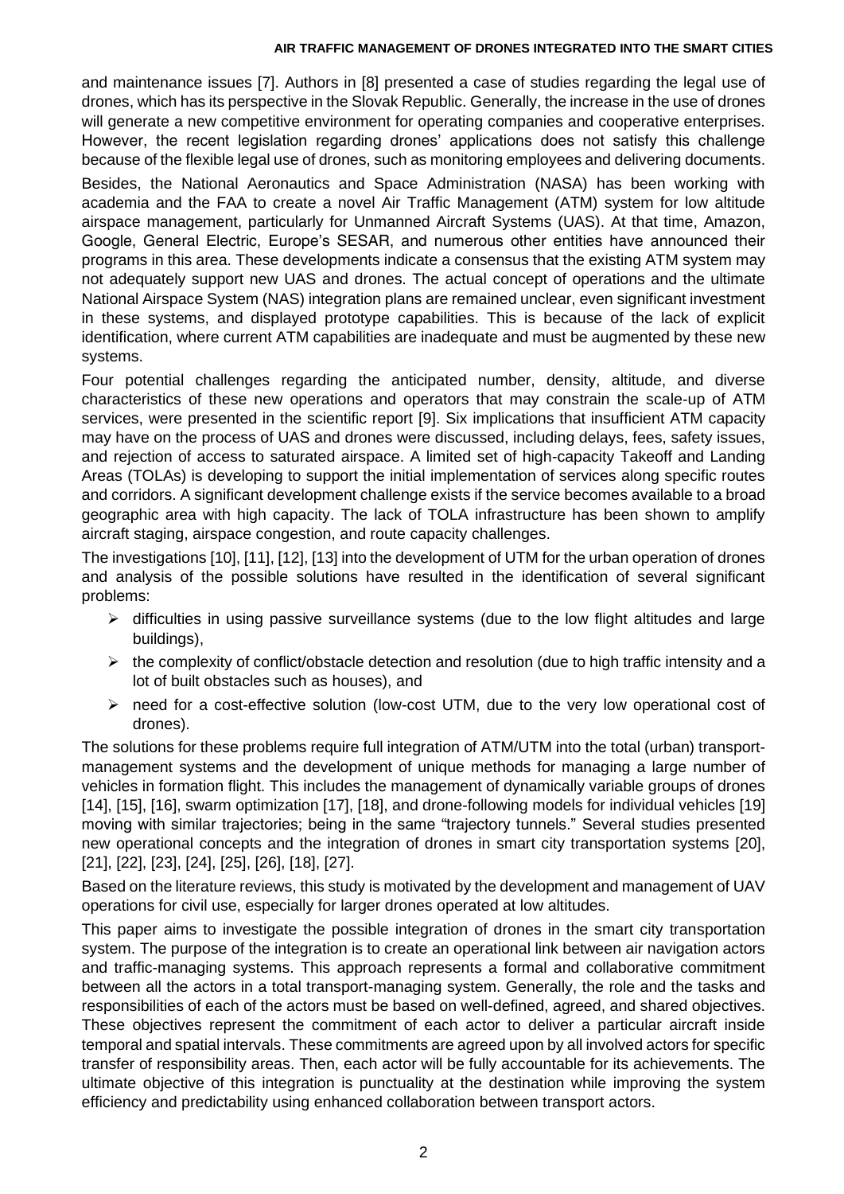and maintenance issues [7]. Authors in [8] presented a case of studies regarding the legal use of drones, which has its perspective in the Slovak Republic. Generally, the increase in the use of drones will generate a new competitive environment for operating companies and cooperative enterprises. However, the recent legislation regarding drones' applications does not satisfy this challenge because of the flexible legal use of drones, such as monitoring employees and delivering documents.

Besides, the National Aeronautics and Space Administration (NASA) has been working with academia and the FAA to create a novel Air Traffic Management (ATM) system for low altitude airspace management, particularly for Unmanned Aircraft Systems (UAS). At that time, Amazon, Google, General Electric, Europe's SESAR, and numerous other entities have announced their programs in this area. These developments indicate a consensus that the existing ATM system may not adequately support new UAS and drones. The actual concept of operations and the ultimate National Airspace System (NAS) integration plans are remained unclear, even significant investment in these systems, and displayed prototype capabilities. This is because of the lack of explicit identification, where current ATM capabilities are inadequate and must be augmented by these new systems.

Four potential challenges regarding the anticipated number, density, altitude, and diverse characteristics of these new operations and operators that may constrain the scale-up of ATM services, were presented in the scientific report [9]. Six implications that insufficient ATM capacity may have on the process of UAS and drones were discussed, including delays, fees, safety issues, and rejection of access to saturated airspace. A limited set of high-capacity Takeoff and Landing Areas (TOLAs) is developing to support the initial implementation of services along specific routes and corridors. A significant development challenge exists if the service becomes available to a broad geographic area with high capacity. The lack of TOLA infrastructure has been shown to amplify aircraft staging, airspace congestion, and route capacity challenges.

The investigations [10], [11], [12], [13] into the development of UTM for the urban operation of drones and analysis of the possible solutions have resulted in the identification of several significant problems:

- difficulties in using passive surveillance systems (due to the low flight altitudes and large buildings),
- the complexity of conflict/obstacle detection and resolution (due to high traffic intensity and a lot of built obstacles such as houses), and
- need for a cost-effective solution (low-cost UTM, due to the very low operational cost of drones).

The solutions for these problems require full integration of ATM/UTM into the total (urban) transport-management systems and the development of unique methods for managing a large number of vehicles in formation flight. This includes the management of dynamically variable groups of drones [14], [15], [16], swarm optimization [17], [18], and drone-following models for individual vehicles [19] moving with similar trajectories; being in the same "trajectory tunnels." Several studies presented new operational concepts and the integration of drones in smart city transportation systems [20], [21], [22], [23], [24], [25], [26], [18], [27].

Based on the literature reviews, this study is motivated by the development and management of UAV operations for civil use, especially for larger drones operated at low altitudes.

This paper aims to investigate the possible integration of drones in the smart city transportation system. The purpose of the integration is to create an operational link between air navigation actors and traffic-managing systems. This approach represents a formal and collaborative commitment between all the actors in a total transport-managing system. Generally, the role and the tasks and responsibilities of each of the actors must be based on well-defined, agreed, and shared objectives. These objectives represent the commitment of each actor to deliver a particular aircraft inside temporal and spatial intervals. These commitments are agreed upon by all involved actors for specific transfer of responsibility areas. Then, each actor will be fully accountable for its achievements. The ultimate objective of this integration is punctuality at the destination while improving the system efficiency and predictability using enhanced collaboration between transport actors.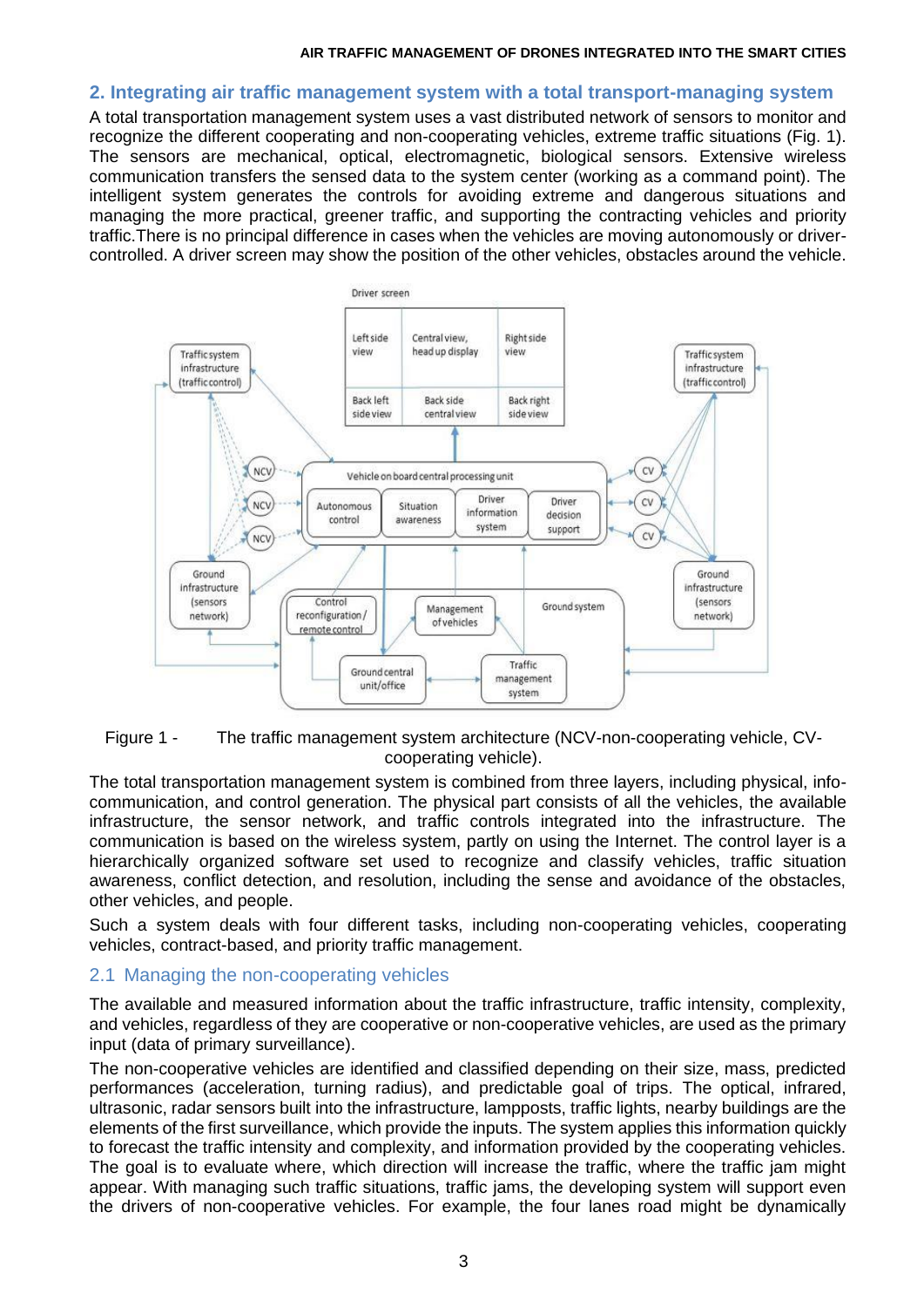## 2. Integrating air traffic management system with a total transport-managing system

A total transportation management system uses a vast distributed network of sensors to monitor and recognize the different cooperating and non-cooperating vehicles, extreme traffic situations (Fig. 1). The sensors are mechanical, optical, electromagnetic, biological sensors. Extensive wireless communication transfers the sensed data to the system center (working as a command point). The intelligent system generates the controls for avoiding extreme and dangerous situations and managing the more practical, greener traffic, and supporting the contracting vehicles and priority traffic.There is no principal difference in cases when the vehicles are moving autonomously or driver-controlled. A driver screen may show the position of the other vehicles, obstacles around the vehicle.

Figure 1 - The traffic management system architecture (NCV-non-cooperating vehicle, CV-cooperating vehicle).

The total transportation management system is combined from three layers, including physical, info-communication, and control generation. The physical part consists of all the vehicles, the available infrastructure, the sensor network, and traffic controls integrated into the infrastructure. The communication is based on the wireless system, partly on using the Internet. The control layer is a hierarchically organized software set used to recognize and classify vehicles, traffic situation awareness, conflict detection, and resolution, including the sense and avoidance of the obstacles, other vehicles, and people.

Such a system deals with four different tasks, including non-cooperating vehicles, cooperating vehicles, contract-based, and priority traffic management.

### 2.1 Managing the non-cooperating vehicles

The available and measured information about the traffic infrastructure, traffic intensity, complexity, and vehicles, regardless of they are cooperative or non-cooperative vehicles, are used as the primary input (data of primary surveillance).

The non-cooperative vehicles are identified and classified depending on their size, mass, predicted performances (acceleration, turning radius), and predictable goal of trips. The optical, infrared, ultrasonic, radar sensors built into the infrastructure, lampposts, traffic lights, nearby buildings are the elements of the first surveillance, which provide the inputs. The system applies this information quickly to forecast the traffic intensity and complexity, and information provided by the cooperating vehicles. The goal is to evaluate where, which direction will increase the traffic, where the traffic jam might appear. With managing such traffic situations, traffic jams, the developing system will support even the drivers of non-cooperative vehicles. For example, the four lanes road might be dynamically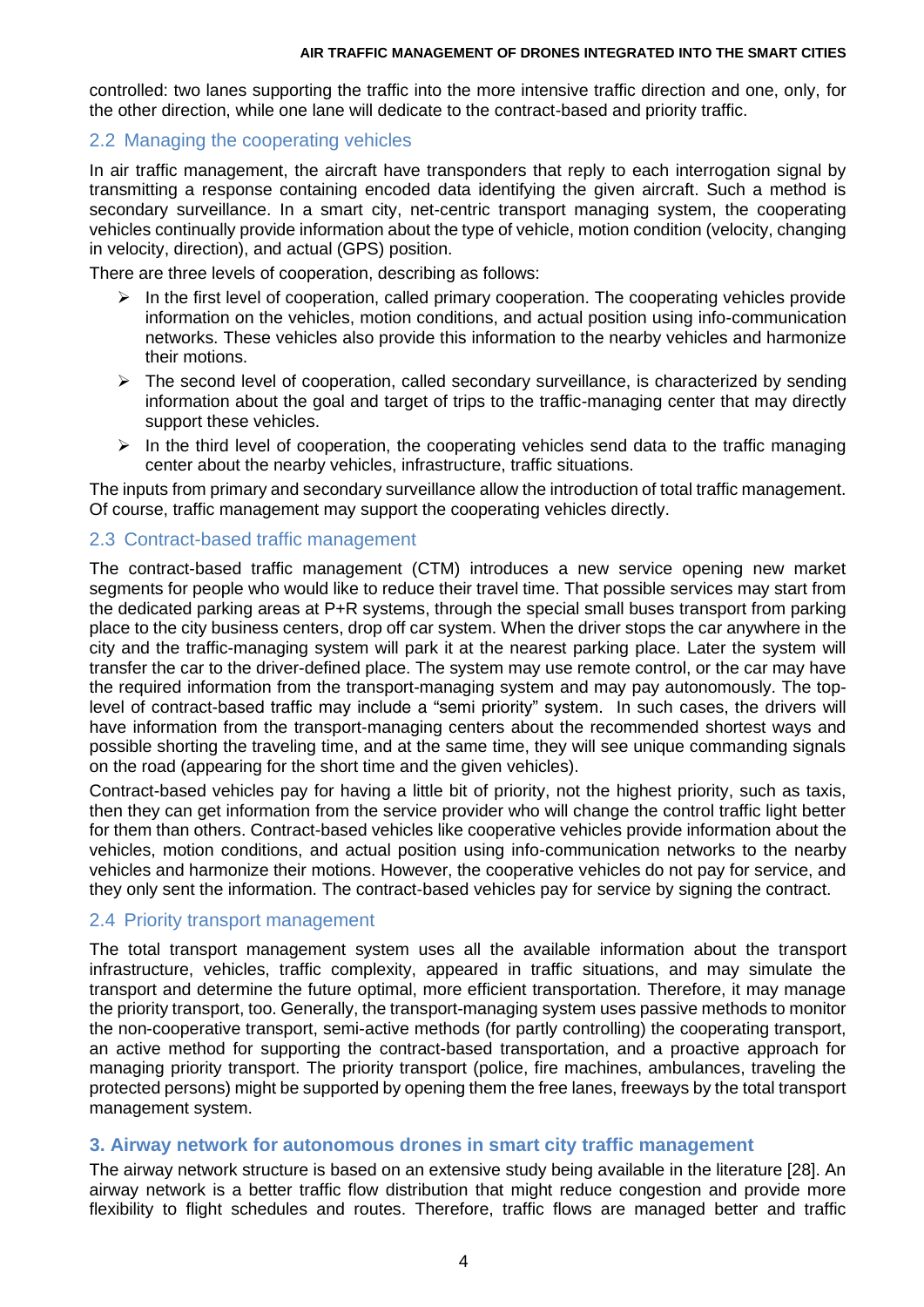controlled: two lanes supporting the traffic into the more intensive traffic direction and one, only, for the other direction, while one lane will dedicate to the contract-based and priority traffic.

## 2.2 Managing the cooperating vehicles

In air traffic management, the aircraft have transponders that reply to each interrogation signal by transmitting a response containing encoded data identifying the given aircraft. Such a method is secondary surveillance. In a smart city, net-centric transport managing system, the cooperating vehicles continually provide information about the type of vehicle, motion condition (velocity, changing in velocity, direction), and actual (GPS) position.

There are three levels of cooperation, describing as follows:

- In the first level of cooperation, called primary cooperation. The cooperating vehicles provide information on the vehicles, motion conditions, and actual position using info-communication networks. These vehicles also provide this information to the nearby vehicles and harmonize their motions.
- The second level of cooperation, called secondary surveillance, is characterized by sending information about the goal and target of trips to the traffic-managing center that may directly support these vehicles.
- In the third level of cooperation, the cooperating vehicles send data to the traffic managing center about the nearby vehicles, infrastructure, traffic situations.

The inputs from primary and secondary surveillance allow the introduction of total traffic management. Of course, traffic management may support the cooperating vehicles directly.

## 2.3 Contract-based traffic management

The contract-based traffic management (CTM) introduces a new service opening new market segments for people who would like to reduce their travel time. That possible services may start from the dedicated parking areas at P+R systems, through the special small buses transport from parking place to the city business centers, drop off car system. When the driver stops the car anywhere in the city and the traffic-managing system will park it at the nearest parking place. Later the system will transfer the car to the driver-defined place. The system may use remote control, or the car may have the required information from the transport-managing system and may pay autonomously. The top-level of contract-based traffic may include a "semi priority" system. In such cases, the drivers will have information from the transport-managing centers about the recommended shortest ways and possible shorting the traveling time, and at the same time, they will see unique commanding signals on the road (appearing for the short time and the given vehicles).

Contract-based vehicles pay for having a little bit of priority, not the highest priority, such as taxis, then they can get information from the service provider who will change the control traffic light better for them than others. Contract-based vehicles like cooperative vehicles provide information about the vehicles, motion conditions, and actual position using info-communication networks to the nearby vehicles and harmonize their motions. However, the cooperative vehicles do not pay for service, and they only sent the information. The contract-based vehicles pay for service by signing the contract.

## 2.4 Priority transport management

The total transport management system uses all the available information about the transport infrastructure, vehicles, traffic complexity, appeared in traffic situations, and may simulate the transport and determine the future optimal, more efficient transportation. Therefore, it may manage the priority transport, too. Generally, the transport-managing system uses passive methods to monitor the non-cooperative transport, semi-active methods (for partly controlling) the cooperating transport, an active method for supporting the contract-based transportation, and a proactive approach for managing priority transport. The priority transport (police, fire machines, ambulances, traveling the protected persons) might be supported by opening them the free lanes, freeways by the total transport management system.

# 3. Airway network for autonomous drones in smart city traffic management

The airway network structure is based on an extensive study being available in the literature [28]. An airway network is a better traffic flow distribution that might reduce congestion and provide more flexibility to flight schedules and routes. Therefore, traffic flows are managed better and traffic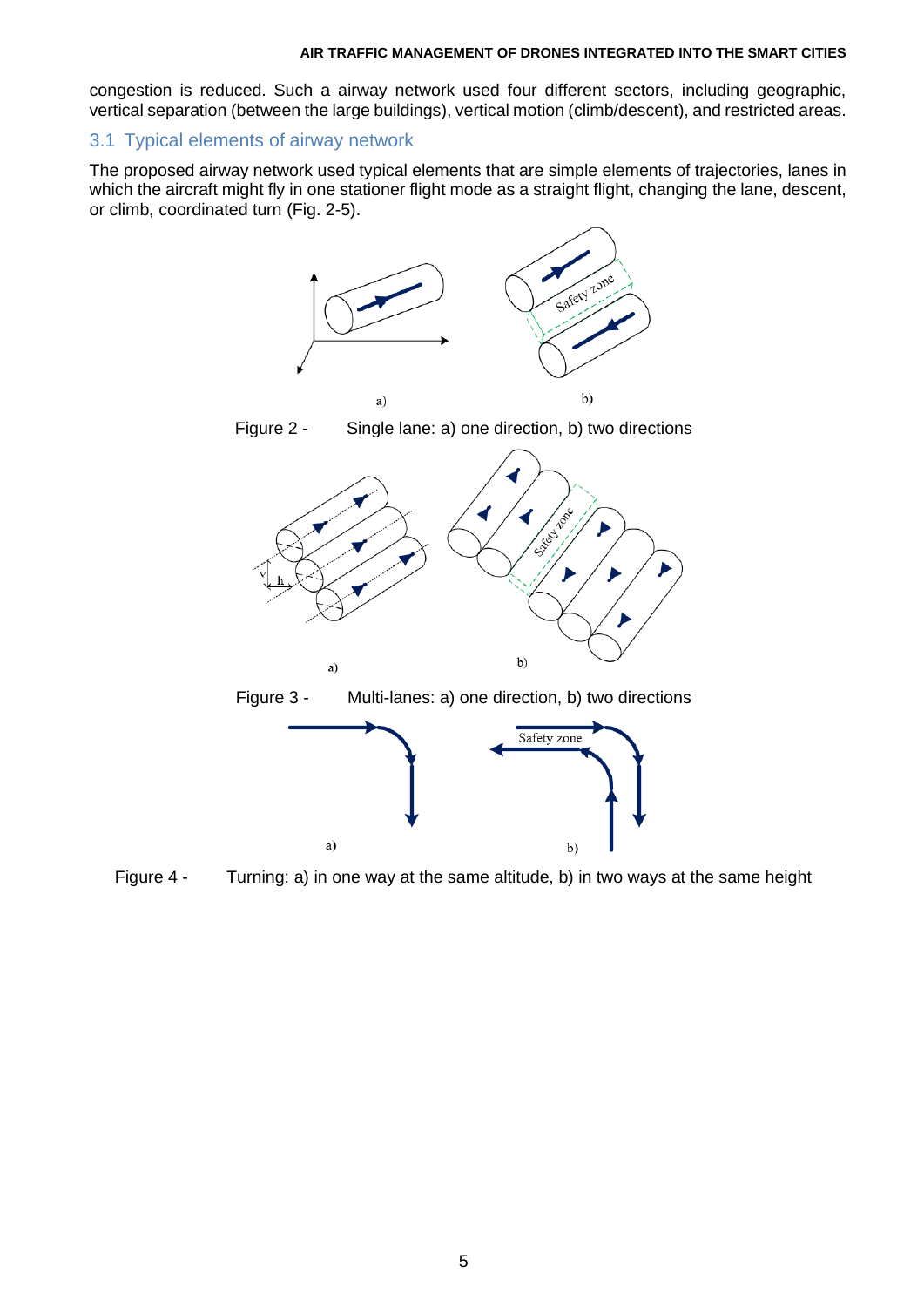congestion is reduced. Such a airway network used four different sectors, including geographic, vertical separation (between the large buildings), vertical motion (climb/descent), and restricted areas.

## 3.1 Typical elements of airway network

The proposed airway network used typical elements that are simple elements of trajectories, lanes in which the aircraft might fly in one stationer flight mode as a straight flight, changing the lane, descent, or climb, coordinated turn (Fig. 2-5).

Figure 2 - Single lane: a) one direction, b) two directions

Figure 3 - Multi-lanes: a) one direction, b) two directions

Figure 4 - Turning: a) in one way at the same altitude, b) in two ways at the same height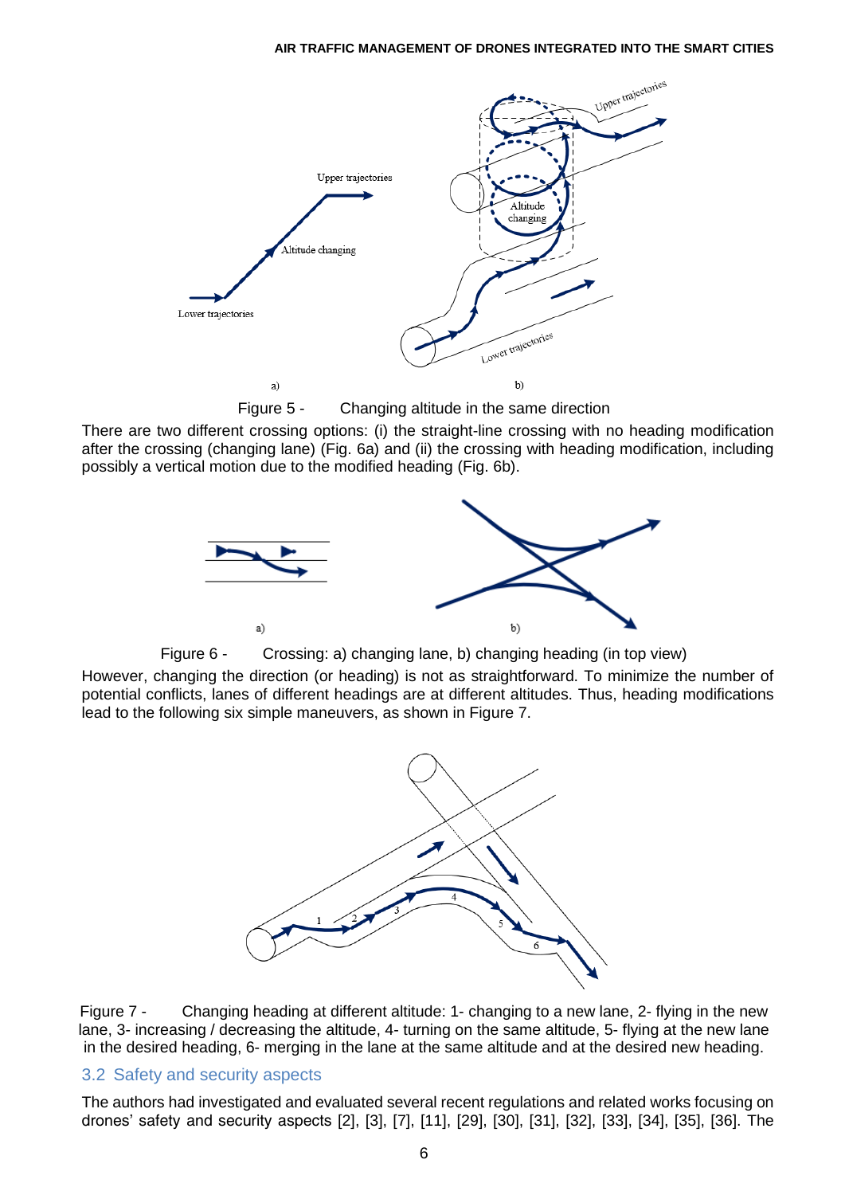Figure 5 - Changing altitude in the same direction

There are two different crossing options: (i) the straight-line crossing with no heading modification after the crossing (changing lane) (Fig. 6a) and (ii) the crossing with heading modification, including possibly a vertical motion due to the modified heading (Fig. 6b).

Figure 6 - Crossing: a) changing lane, b) changing heading (in top view)

However, changing the direction (or heading) is not as straightforward. To minimize the number of potential conflicts, lanes of different headings are at different altitudes. Thus, heading modifications lead to the following six simple maneuvers, as shown in Figure 7.

Figure 7 - Changing heading at different altitude: 1- changing to a new lane, 2- flying in the new lane, 3- increasing / decreasing the altitude, 4- turning on the same altitude, 5- flying at the new lane in the desired heading, 6- merging in the lane at the same altitude and at the desired new heading.

## 3.2 Safety and security aspects

The authors had investigated and evaluated several recent regulations and related works focusing on drones' safety and security aspects [2], [3], [7], [11], [29], [30], [31], [32], [33], [34], [35], [36]. The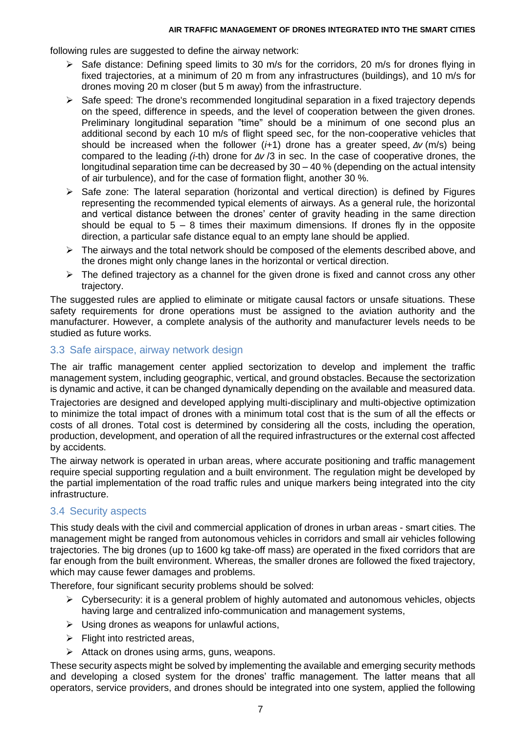following rules are suggested to define the airway network:

- Safe distance: Defining speed limits to 30 m/s for the corridors, 20 m/s for drones flying in fixed trajectories, at a minimum of 20 m from any infrastructures (buildings), and 10 m/s for drones moving 20 m closer (but 5 m away) from the infrastructure.
- Safe speed: The drone's recommended longitudinal separation in a fixed trajectory depends on the speed, difference in speeds, and the level of cooperation between the given drones. Preliminary longitudinal separation "time" should be a minimum of one second plus an additional second by each 10 m/s of flight speed sec, for the non-cooperative vehicles that should be increased when the follower ($i$+1) drone has a greater speed, $\Delta v$ (m/s) being compared to the leading ($i$-th) drone for $\Delta v$ /3 in sec. In the case of cooperative drones, the longitudinal separation time can be decreased by 30 – 40 % (depending on the actual intensity of air turbulence), and for the case of formation flight, another 30 %.
- Safe zone: The lateral separation (horizontal and vertical direction) is defined by Figures representing the recommended typical elements of airways. As a general rule, the horizontal and vertical distance between the drones' center of gravity heading in the same direction should be equal to 5 – 8 times their maximum dimensions. If drones fly in the opposite direction, a particular safe distance equal to an empty lane should be applied.
- The airways and the total network should be composed of the elements described above, and the drones might only change lanes in the horizontal or vertical direction.
- The defined trajectory as a channel for the given drone is fixed and cannot cross any other trajectory.

The suggested rules are applied to eliminate or mitigate causal factors or unsafe situations. These safety requirements for drone operations must be assigned to the aviation authority and the manufacturer. However, a complete analysis of the authority and manufacturer levels needs to be studied as future works.

## 3.3 Safe airspace, airway network design

The air traffic management center applied sectorization to develop and implement the traffic management system, including geographic, vertical, and ground obstacles. Because the sectorization is dynamic and active, it can be changed dynamically depending on the available and measured data.

Trajectories are designed and developed applying multi-disciplinary and multi-objective optimization to minimize the total impact of drones with a minimum total cost that is the sum of all the effects or costs of all drones. Total cost is determined by considering all the costs, including the operation, production, development, and operation of all the required infrastructures or the external cost affected by accidents.

The airway network is operated in urban areas, where accurate positioning and traffic management require special supporting regulation and a built environment. The regulation might be developed by the partial implementation of the road traffic rules and unique markers being integrated into the city infrastructure.

## 3.4 Security aspects

This study deals with the civil and commercial application of drones in urban areas - smart cities. The management might be ranged from autonomous vehicles in corridors and small air vehicles following trajectories. The big drones (up to 1600 kg take-off mass) are operated in the fixed corridors that are far enough from the built environment. Whereas, the smaller drones are followed the fixed trajectory, which may cause fewer damages and problems.

Therefore, four significant security problems should be solved:

- Cybersecurity: it is a general problem of highly automated and autonomous vehicles, objects having large and centralized info-communication and management systems,
- Using drones as weapons for unlawful actions,
- Flight into restricted areas,
- Attack on drones using arms, guns, weapons.

These security aspects might be solved by implementing the available and emerging security methods and developing a closed system for the drones' traffic management. The latter means that all operators, service providers, and drones should be integrated into one system, applied the following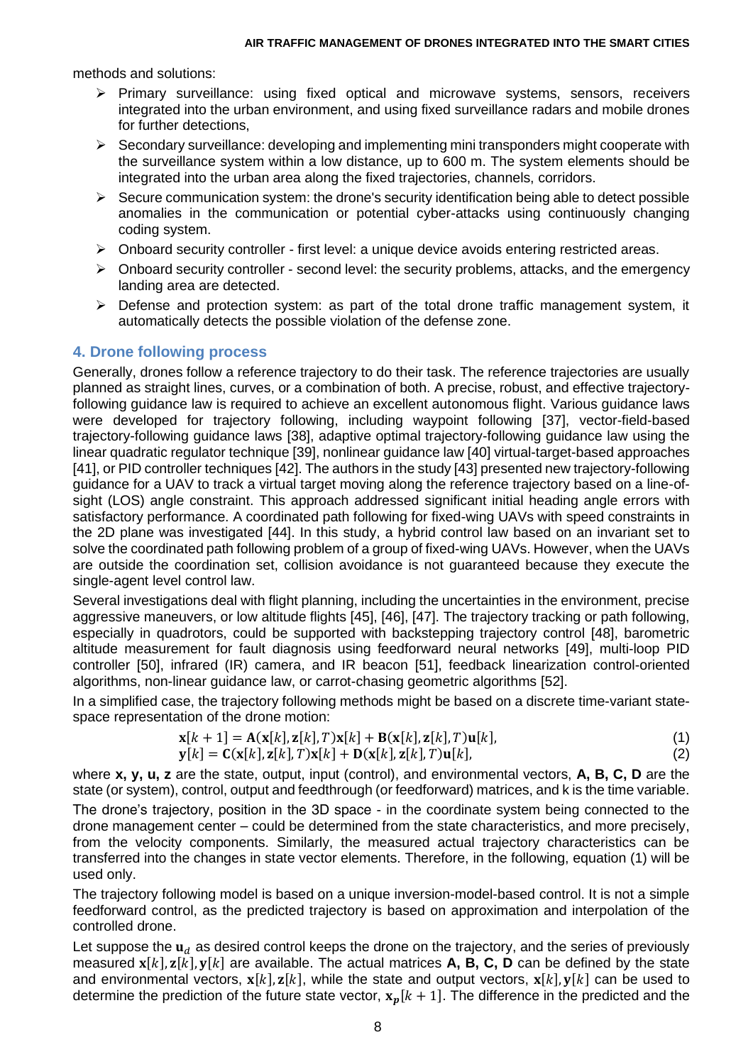methods and solutions:

- Primary surveillance: using fixed optical and microwave systems, sensors, receivers integrated into the urban environment, and using fixed surveillance radars and mobile drones for further detections,
- Secondary surveillance: developing and implementing mini transponders might cooperate with the surveillance system within a low distance, up to 600 m. The system elements should be integrated into the urban area along the fixed trajectories, channels, corridors.
- Secure communication system: the drone's security identification being able to detect possible anomalies in the communication or potential cyber-attacks using continuously changing coding system.
- Onboard security controller - first level: a unique device avoids entering restricted areas.
- Onboard security controller - second level: the security problems, attacks, and the emergency landing area are detected.
- Defense and protection system: as part of the total drone traffic management system, it automatically detects the possible violation of the defense zone.

## 4. Drone following process

Generally, drones follow a reference trajectory to do their task. The reference trajectories are usually planned as straight lines, curves, or a combination of both. A precise, robust, and effective trajectory-following guidance law is required to achieve an excellent autonomous flight. Various guidance laws were developed for trajectory following, including waypoint following [37], vector-field-based trajectory-following guidance laws [38], adaptive optimal trajectory-following guidance law using the linear quadratic regulator technique [39], nonlinear guidance law [40] virtual-target-based approaches [41], or PID controller techniques [42]. The authors in the study [43] presented new trajectory-following guidance for a UAV to track a virtual target moving along the reference trajectory based on a line-of-sight (LOS) angle constraint. This approach addressed significant initial heading angle errors with satisfactory performance. A coordinated path following for fixed-wing UAVs with speed constraints in the 2D plane was investigated [44]. In this study, a hybrid control law based on an invariant set to solve the coordinated path following problem of a group of fixed-wing UAVs. However, when the UAVs are outside the coordination set, collision avoidance is not guaranteed because they execute the single-agent level control law.

Several investigations deal with flight planning, including the uncertainties in the environment, precise aggressive maneuvers, or low altitude flights [45], [46], [47]. The trajectory tracking or path following, especially in quadrotors, could be supported with backstepping trajectory control [48], barometric altitude measurement for fault diagnosis using feedforward neural networks [49], multi-loop PID controller [50], infrared (IR) camera, and IR beacon [51], feedback linearization control-oriented algorithms, non-linear guidance law, or carrot-chasing geometric algorithms [52].

In a simplified case, the trajectory following methods might be based on a discrete time-variant state-space representation of the drone motion:

$$\mathbf{x}[k+1] = \mathbf{A}(\mathbf{x}[k], \mathbf{z}[k], T)\mathbf{x}[k] + \mathbf{B}(\mathbf{x}[k], \mathbf{z}[k], T)\mathbf{u}[k], \tag{1}$$

$$\mathbf{y}[k] = \mathbf{C}(\mathbf{x}[k], \mathbf{z}[k], T)\mathbf{x}[k] + \mathbf{D}(\mathbf{x}[k], \mathbf{z}[k], T)\mathbf{u}[k], \tag{2}$$

where **x, y, u, z** are the state, output, input (control), and environmental vectors, **A, B, C, D** are the state (or system), control, output and feedthrough (or feedforward) matrices, and k is the time variable.

The drone's trajectory, position in the 3D space - in the coordinate system being connected to the drone management center – could be determined from the state characteristics, and more precisely, from the velocity components. Similarly, the measured actual trajectory characteristics can be transferred into the changes in state vector elements. Therefore, in the following, equation (1) will be used only.

The trajectory following model is based on a unique inversion-model-based control. It is not a simple feedforward control, as the predicted trajectory is based on approximation and interpolation of the controlled drone.

Let suppose the $\mathbf{u}_d$ as desired control keeps the drone on the trajectory, and the series of previously measured $\mathbf{x}[k], \mathbf{z}[k], \mathbf{y}[k]$ are available. The actual matrices **A, B, C, D** can be defined by the state and environmental vectors, $\mathbf{x}[k], \mathbf{z}[k]$, while the state and output vectors, $\mathbf{x}[k], \mathbf{y}[k]$ can be used to determine the prediction of the future state vector, $\mathbf{x}_p[k+1]$. The difference in the predicted and the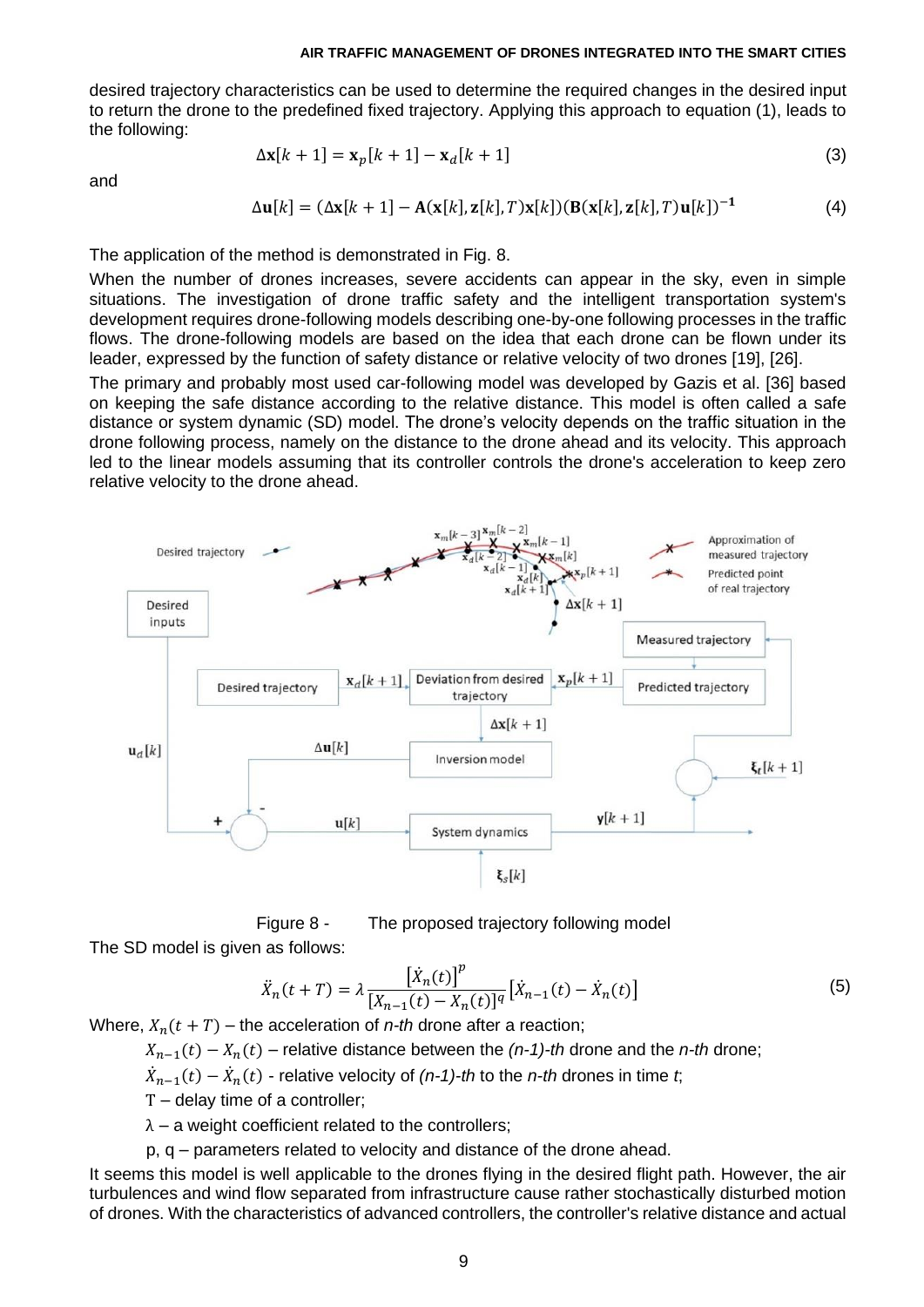desired trajectory characteristics can be used to determine the required changes in the desired input to return the drone to the predefined fixed trajectory. Applying this approach to equation (1), leads to the following:

$$\Delta\mathbf{x}[k+1] = \mathbf{x}_p[k+1] - \mathbf{x}_d[k+1] \tag{3}$$

and

$$\Delta\mathbf{u}[k] = (\Delta\mathbf{x}[k+1] - \mathbf{A}(\mathbf{x}[k], \mathbf{z}[k], T)\mathbf{x}[k])(\mathbf{B}(\mathbf{x}[k], \mathbf{z}[k], T)\mathbf{u}[k])^{-\mathbf{1}} \tag{4}$$

The application of the method is demonstrated in Fig. 8.

When the number of drones increases, severe accidents can appear in the sky, even in simple situations. The investigation of drone traffic safety and the intelligent transportation system's development requires drone-following models describing one-by-one following processes in the traffic flows. The drone-following models are based on the idea that each drone can be flown under its leader, expressed by the function of safety distance or relative velocity of two drones [19], [26].

The primary and probably most used car-following model was developed by Gazis et al. [36] based on keeping the safe distance according to the relative distance. This model is often called a safe distance or system dynamic (SD) model. The drone's velocity depends on the traffic situation in the drone following process, namely on the distance to the drone ahead and its velocity. This approach led to the linear models assuming that its controller controls the drone's acceleration to keep zero relative velocity to the drone ahead.

Figure 8 - The proposed trajectory following model

The SD model is given as follows:

$$\ddot{X}_n(t+T) = \lambda \frac{[\dot{X}_n(t)]^p}{[X_{n-1}(t) - X_n(t)]^q}[\dot{X}_{n-1}(t) - \dot{X}_n(t)] \tag{5}$$

Where, $X_n(t+T)$ – the acceleration of *n-th* drone after a reaction;

$X_{n-1}(t) - X_n(t)$ – relative distance between the *(n-1)-th* drone and the *n-th* drone;

$\dot{X}_{n-1}(t) - \dot{X}_n(t)$ - relative velocity of *(n-1)-th* to the *n-th* drones in time *t*;

T – delay time of a controller;

λ – a weight coefficient related to the controllers;

p, q – parameters related to velocity and distance of the drone ahead.

It seems this model is well applicable to the drones flying in the desired flight path. However, the air turbulences and wind flow separated from infrastructure cause rather stochastically disturbed motion of drones. With the characteristics of advanced controllers, the controller's relative distance and actual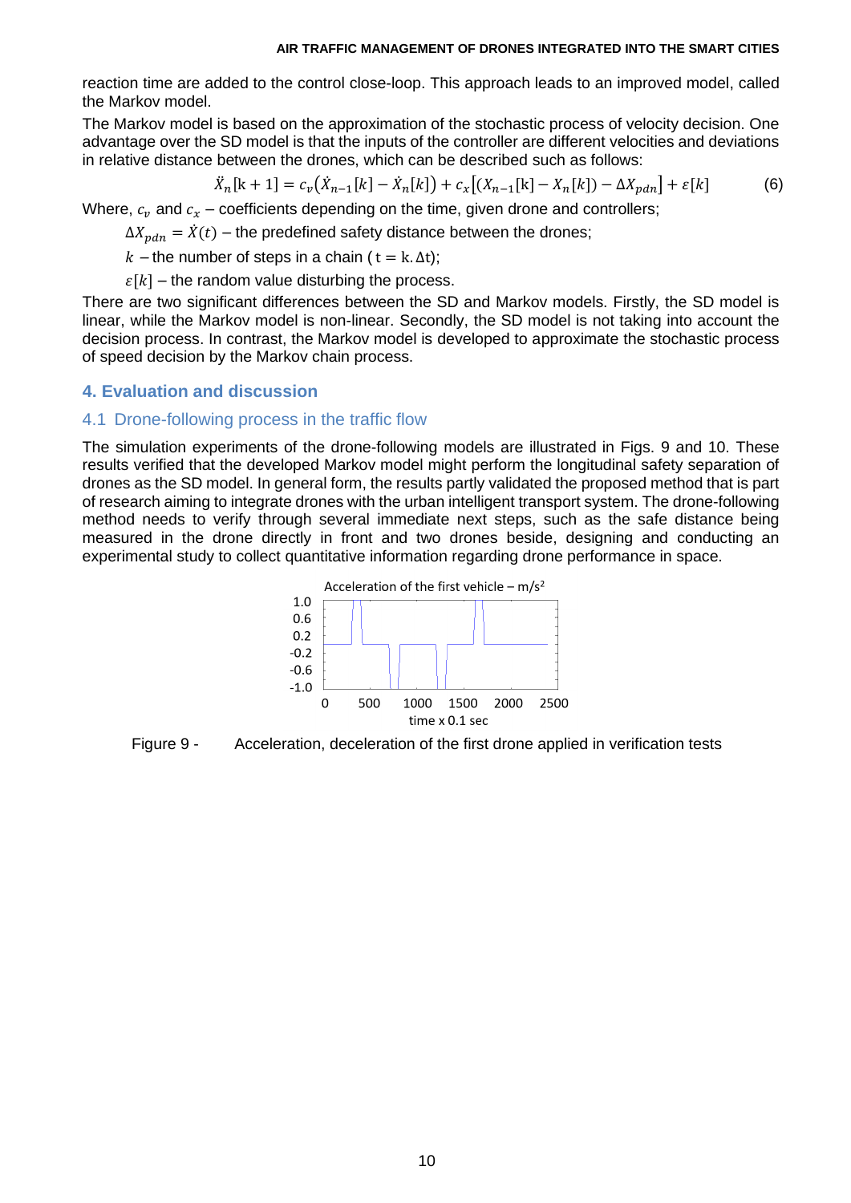reaction time are added to the control close-loop. This approach leads to an improved model, called the Markov model.

The Markov model is based on the approximation of the stochastic process of velocity decision. One advantage over the SD model is that the inputs of the controller are different velocities and deviations in relative distance between the drones, which can be described such as follows:

$$\ddot{X}_n[\mathrm{k}+1] = c_v\big(\dot{X}_{n-1}[k] - \dot{X}_n[k]\big) + c_x\big[(X_{n-1}[\mathrm{k}] - X_n[k]) - \Delta X_{pdn}\big] + \varepsilon[k] \tag{6}$$

Where, $c_v$ and $c_x$ – coefficients depending on the time, given drone and controllers;

$\Delta X_{pdn} = \dot{X}(t)$ – the predefined safety distance between the drones;

$k$ – the number of steps in a chain ( $\mathrm{t} = \mathrm{k}.\Delta\mathrm{t}$);

$\varepsilon[k]$ – the random value disturbing the process.

There are two significant differences between the SD and Markov models. Firstly, the SD model is linear, while the Markov model is non-linear. Secondly, the SD model is not taking into account the decision process. In contrast, the Markov model is developed to approximate the stochastic process of speed decision by the Markov chain process.

## 4. Evaluation and discussion

### 4.1 Drone-following process in the traffic flow

The simulation experiments of the drone-following models are illustrated in Figs. 9 and 10. These results verified that the developed Markov model might perform the longitudinal safety separation of drones as the SD model. In general form, the results partly validated the proposed method that is part of research aiming to integrate drones with the urban intelligent transport system. The drone-following method needs to verify through several immediate next steps, such as the safe distance being measured in the drone directly in front and two drones beside, designing and conducting an experimental study to collect quantitative information regarding drone performance in space.

Figure 9 - Acceleration, deceleration of the first drone applied in verification tests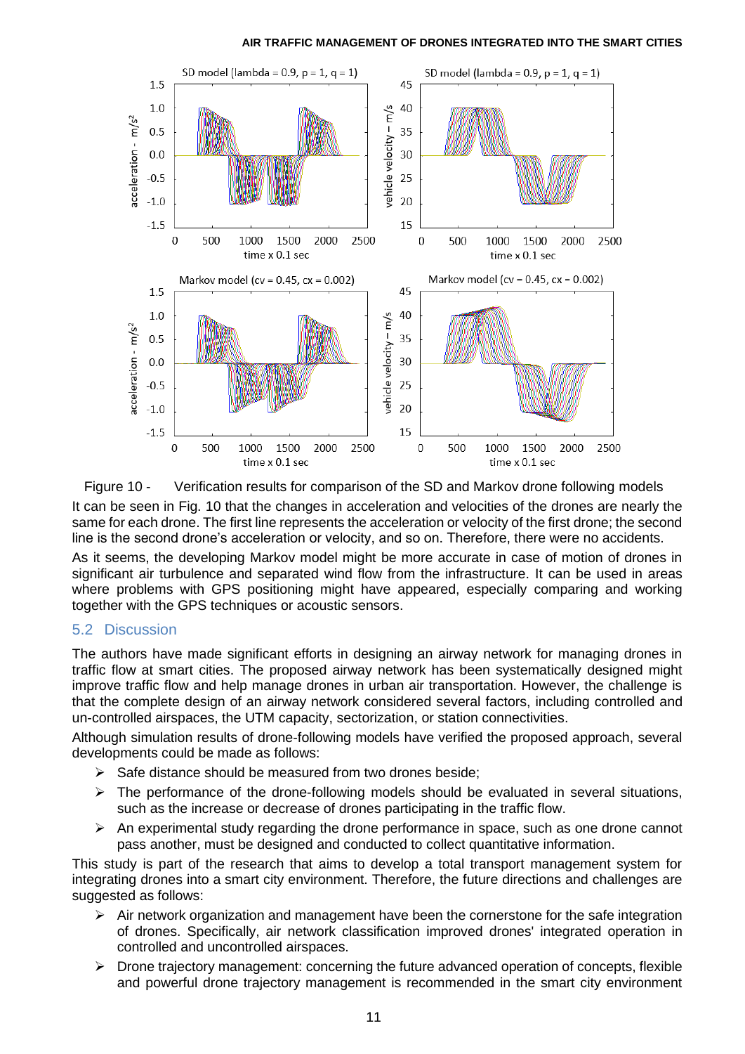Figure 10 - Verification results for comparison of the SD and Markov drone following models

It can be seen in Fig. 10 that the changes in acceleration and velocities of the drones are nearly the same for each drone. The first line represents the acceleration or velocity of the first drone; the second line is the second drone's acceleration or velocity, and so on. Therefore, there were no accidents.

As it seems, the developing Markov model might be more accurate in case of motion of drones in significant air turbulence and separated wind flow from the infrastructure. It can be used in areas where problems with GPS positioning might have appeared, especially comparing and working together with the GPS techniques or acoustic sensors.

## 5.2 Discussion

The authors have made significant efforts in designing an airway network for managing drones in traffic flow at smart cities. The proposed airway network has been systematically designed might improve traffic flow and help manage drones in urban air transportation. However, the challenge is that the complete design of an airway network considered several factors, including controlled and un-controlled airspaces, the UTM capacity, sectorization, or station connectivities.

Although simulation results of drone-following models have verified the proposed approach, several developments could be made as follows:

- Safe distance should be measured from two drones beside;
- The performance of the drone-following models should be evaluated in several situations, such as the increase or decrease of drones participating in the traffic flow.
- An experimental study regarding the drone performance in space, such as one drone cannot pass another, must be designed and conducted to collect quantitative information.

This study is part of the research that aims to develop a total transport management system for integrating drones into a smart city environment. Therefore, the future directions and challenges are suggested as follows:

- Air network organization and management have been the cornerstone for the safe integration of drones. Specifically, air network classification improved drones' integrated operation in controlled and uncontrolled airspaces.
- Drone trajectory management: concerning the future advanced operation of concepts, flexible and powerful drone trajectory management is recommended in the smart city environment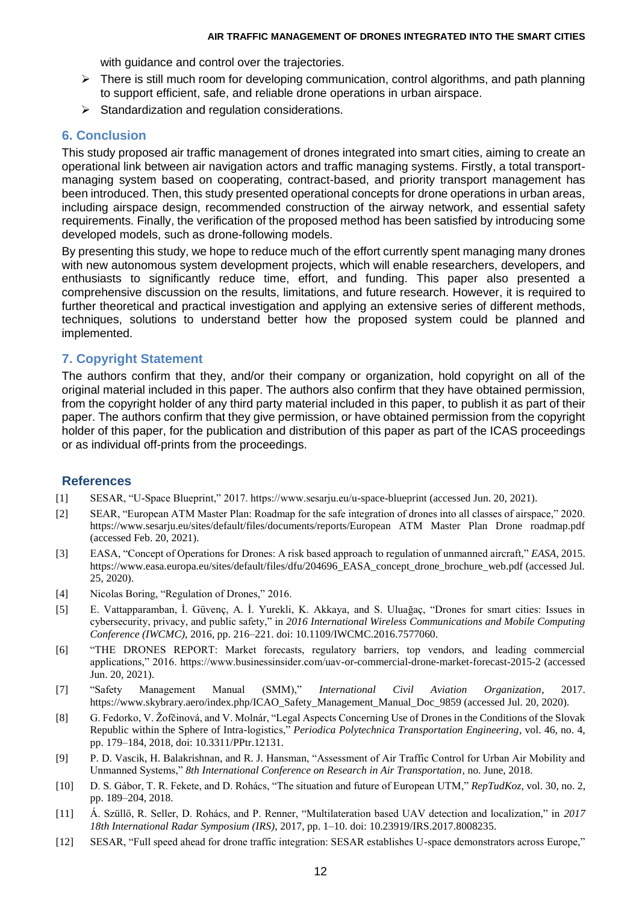with guidance and control over the trajectories.

- There is still much room for developing communication, control algorithms, and path planning to support efficient, safe, and reliable drone operations in urban airspace.
- Standardization and regulation considerations.

## 6. Conclusion

This study proposed air traffic management of drones integrated into smart cities, aiming to create an operational link between air navigation actors and traffic managing systems. Firstly, a total transport-managing system based on cooperating, contract-based, and priority transport management has been introduced. Then, this study presented operational concepts for drone operations in urban areas, including airspace design, recommended construction of the airway network, and essential safety requirements. Finally, the verification of the proposed method has been satisfied by introducing some developed models, such as drone-following models.

By presenting this study, we hope to reduce much of the effort currently spent managing many drones with new autonomous system development projects, which will enable researchers, developers, and enthusiasts to significantly reduce time, effort, and funding. This paper also presented a comprehensive discussion on the results, limitations, and future research. However, it is required to further theoretical and practical investigation and applying an extensive series of different methods, techniques, solutions to understand better how the proposed system could be planned and implemented.

## 7. Copyright Statement

The authors confirm that they, and/or their company or organization, hold copyright on all of the original material included in this paper. The authors also confirm that they have obtained permission, from the copyright holder of any third party material included in this paper, to publish it as part of their paper. The authors confirm that they give permission, or have obtained permission from the copyright holder of this paper, for the publication and distribution of this paper as part of the ICAS proceedings or as individual off-prints from the proceedings.

## References

[1] SESAR, "U-Space Blueprint," 2017. https://www.sesarju.eu/u-space-blueprint (accessed Jun. 20, 2021).

[2] SEAR, "European ATM Master Plan: Roadmap for the safe integration of drones into all classes of airspace," 2020. https://www.sesarju.eu/sites/default/files/documents/reports/European ATM Master Plan Drone roadmap.pdf (accessed Feb. 20, 2021).

[3] EASA, "Concept of Operations for Drones: A risk based approach to regulation of unmanned aircraft," *EASA*, 2015. https://www.easa.europa.eu/sites/default/files/dfu/204696_EASA_concept_drone_brochure_web.pdf (accessed Jul. 25, 2020).

[4] Nicolas Boring, "Regulation of Drones," 2016.

[5] E. Vattapparamban, İ. Güvenç, A. İ. Yurekli, K. Akkaya, and S. Uluağaç, "Drones for smart cities: Issues in cybersecurity, privacy, and public safety," in *2016 International Wireless Communications and Mobile Computing Conference (IWCMC)*, 2016, pp. 216–221. doi: 10.1109/IWCMC.2016.7577060.

[6] "THE DRONES REPORT: Market forecasts, regulatory barriers, top vendors, and leading commercial applications," 2016. https://www.businessinsider.com/uav-or-commercial-drone-market-forecast-2015-2 (accessed Jun. 20, 2021).

[7] "Safety Management Manual (SMM)," *International Civil Aviation Organization*, 2017. https://www.skybrary.aero/index.php/ICAO_Safety_Management_Manual_Doc_9859 (accessed Jul. 20, 2020).

[8] G. Fedorko, V. Žofčinová, and V. Molnár, "Legal Aspects Concerning Use of Drones in the Conditions of the Slovak Republic within the Sphere of Intra-logistics," *Periodica Polytechnica Transportation Engineering*, vol. 46, no. 4, pp. 179–184, 2018, doi: 10.3311/PPtr.12131.

[9] P. D. Vascik, H. Balakrishnan, and R. J. Hansman, "Assessment of Air Traffic Control for Urban Air Mobility and Unmanned Systems," *8th International Conference on Research in Air Transportation*, no. June, 2018.

[10] D. S. Gábor, T. R. Fekete, and D. Rohács, "The situation and future of European UTM," *RepTudKoz*, vol. 30, no. 2, pp. 189–204, 2018.

[11] Á. Szüllő, R. Seller, D. Rohács, and P. Renner, "Multilateration based UAV detection and localization," in *2017 18th International Radar Symposium (IRS)*, 2017, pp. 1–10. doi: 10.23919/IRS.2017.8008235.

[12] SESAR, "Full speed ahead for drone traffic integration: SESAR establishes U-space demonstrators across Europe,"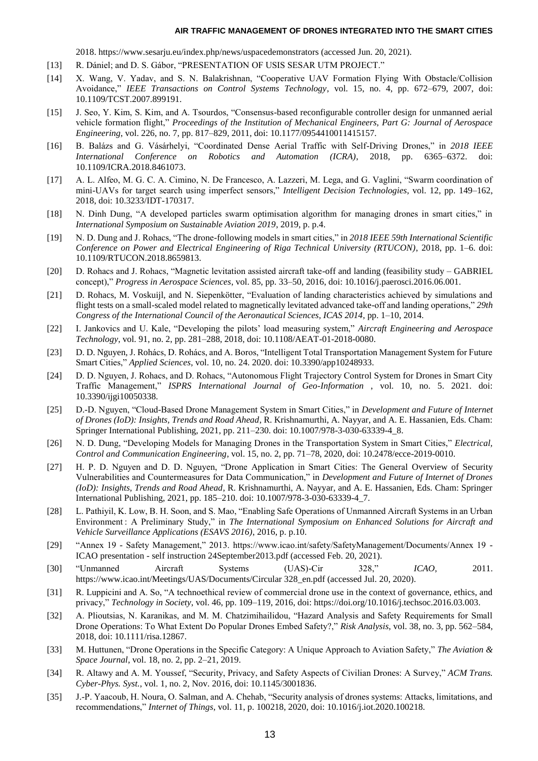2018. https://www.sesarju.eu/index.php/news/uspacedemonstrators (accessed Jun. 20, 2021).

[13] R. Dániel; and D. S. Gábor, "PRESENTATION OF USIS SESAR UTM PROJECT."

[14] X. Wang, V. Yadav, and S. N. Balakrishnan, "Cooperative UAV Formation Flying With Obstacle/Collision Avoidance," *IEEE Transactions on Control Systems Technology*, vol. 15, no. 4, pp. 672–679, 2007, doi: 10.1109/TCST.2007.899191.

[15] J. Seo, Y. Kim, S. Kim, and A. Tsourdos, "Consensus-based reconfigurable controller design for unmanned aerial vehicle formation flight," *Proceedings of the Institution of Mechanical Engineers, Part G: Journal of Aerospace Engineering*, vol. 226, no. 7, pp. 817–829, 2011, doi: 10.1177/0954410011415157.

[16] B. Balázs and G. Vásárhelyi, "Coordinated Dense Aerial Traffic with Self-Driving Drones," in *2018 IEEE International Conference on Robotics and Automation (ICRA)*, 2018, pp. 6365–6372. doi: 10.1109/ICRA.2018.8461073.

[17] A. L. Alfeo, M. G. C. A. Cimino, N. De Francesco, A. Lazzeri, M. Lega, and G. Vaglini, "Swarm coordination of mini-UAVs for target search using imperfect sensors," *Intelligent Decision Technologies*, vol. 12, pp. 149–162, 2018, doi: 10.3233/IDT-170317.

[18] N. Dinh Dung, "A developed particles swarm optimisation algorithm for managing drones in smart cities," in *International Symposium on Sustainable Aviation 2019*, 2019, p. p.4.

[19] N. D. Dung and J. Rohacs, "The drone-following models in smart cities," in *2018 IEEE 59th International Scientific Conference on Power and Electrical Engineering of Riga Technical University (RTUCON)*, 2018, pp. 1–6. doi: 10.1109/RTUCON.2018.8659813.

[20] D. Rohacs and J. Rohacs, "Magnetic levitation assisted aircraft take-off and landing (feasibility study – GABRIEL concept)," *Progress in Aerospace Sciences*, vol. 85, pp. 33–50, 2016, doi: 10.1016/j.paerosci.2016.06.001.

[21] D. Rohacs, M. Voskuijl, and N. Siepenkötter, "Evaluation of landing characteristics achieved by simulations and flight tests on a small-scaled model related to magnetically levitated advanced take-off and landing operations," *29th Congress of the International Council of the Aeronautical Sciences, ICAS 2014*, pp. 1–10, 2014.

[22] I. Jankovics and U. Kale, "Developing the pilots' load measuring system," *Aircraft Engineering and Aerospace Technology*, vol. 91, no. 2, pp. 281–288, 2018, doi: 10.1108/AEAT-01-2018-0080.

[23] D. D. Nguyen, J. Rohács, D. Rohács, and A. Boros, "Intelligent Total Transportation Management System for Future Smart Cities," *Applied Sciences*, vol. 10, no. 24. 2020. doi: 10.3390/app10248933.

[24] D. D. Nguyen, J. Rohacs, and D. Rohacs, "Autonomous Flight Trajectory Control System for Drones in Smart City Traffic Management," *ISPRS International Journal of Geo-Information* , vol. 10, no. 5. 2021. doi: 10.3390/ijgi10050338.

[25] D.-D. Nguyen, "Cloud-Based Drone Management System in Smart Cities," in *Development and Future of Internet of Drones (IoD): Insights, Trends and Road Ahead*, R. Krishnamurthi, A. Nayyar, and A. E. Hassanien, Eds. Cham: Springer International Publishing, 2021, pp. 211–230. doi: 10.1007/978-3-030-63339-4_8.

[26] N. D. Dung, "Developing Models for Managing Drones in the Transportation System in Smart Cities," *Electrical, Control and Communication Engineering*, vol. 15, no. 2, pp. 71–78, 2020, doi: 10.2478/ecce-2019-0010.

[27] H. P. D. Nguyen and D. D. Nguyen, "Drone Application in Smart Cities: The General Overview of Security Vulnerabilities and Countermeasures for Data Communication," in *Development and Future of Internet of Drones (IoD): Insights, Trends and Road Ahead*, R. Krishnamurthi, A. Nayyar, and A. E. Hassanien, Eds. Cham: Springer International Publishing, 2021, pp. 185–210. doi: 10.1007/978-3-030-63339-4_7.

[28] L. Pathiyil, K. Low, B. H. Soon, and S. Mao, "Enabling Safe Operations of Unmanned Aircraft Systems in an Urban Environment : A Preliminary Study," in *The International Symposium on Enhanced Solutions for Aircraft and Vehicle Surveillance Applications (ESAVS 2016)*, 2016, p. p.10.

[29] "Annex 19 - Safety Management," 2013. https://www.icao.int/safety/SafetyManagement/Documents/Annex 19 - ICAO presentation - self instruction 24September2013.pdf (accessed Feb. 20, 2021).

[30] "Unmanned Aircraft Systems (UAS)-Cir 328," *ICAO*, 2011. https://www.icao.int/Meetings/UAS/Documents/Circular 328_en.pdf (accessed Jul. 20, 2020).

[31] R. Luppicini and A. So, "A technoethical review of commercial drone use in the context of governance, ethics, and privacy," *Technology in Society*, vol. 46, pp. 109–119, 2016, doi: https://doi.org/10.1016/j.techsoc.2016.03.003.

[32] A. Plioutsias, N. Karanikas, and M. M. Chatzimihailidou, "Hazard Analysis and Safety Requirements for Small Drone Operations: To What Extent Do Popular Drones Embed Safety?," *Risk Analysis*, vol. 38, no. 3, pp. 562–584, 2018, doi: 10.1111/risa.12867.

[33] M. Huttunen, "Drone Operations in the Specific Category: A Unique Approach to Aviation Safety," *The Aviation & Space Journal*, vol. 18, no. 2, pp. 2–21, 2019.

[34] R. Altawy and A. M. Youssef, "Security, Privacy, and Safety Aspects of Civilian Drones: A Survey," *ACM Trans. Cyber-Phys. Syst.*, vol. 1, no. 2, Nov. 2016, doi: 10.1145/3001836.

[35] J.-P. Yaacoub, H. Noura, O. Salman, and A. Chehab, "Security analysis of drones systems: Attacks, limitations, and recommendations," *Internet of Things*, vol. 11, p. 100218, 2020, doi: 10.1016/j.iot.2020.100218.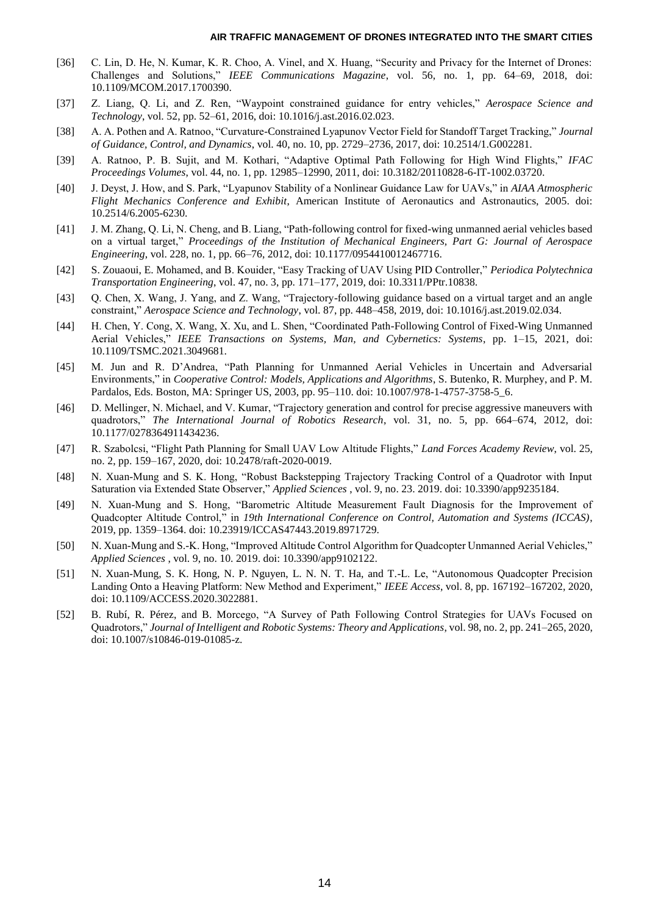[36] C. Lin, D. He, N. Kumar, K. R. Choo, A. Vinel, and X. Huang, "Security and Privacy for the Internet of Drones: Challenges and Solutions," *IEEE Communications Magazine*, vol. 56, no. 1, pp. 64–69, 2018, doi: 10.1109/MCOM.2017.1700390.

[37] Z. Liang, Q. Li, and Z. Ren, "Waypoint constrained guidance for entry vehicles," *Aerospace Science and Technology*, vol. 52, pp. 52–61, 2016, doi: 10.1016/j.ast.2016.02.023.

[38] A. A. Pothen and A. Ratnoo, "Curvature-Constrained Lyapunov Vector Field for Standoff Target Tracking," *Journal of Guidance, Control, and Dynamics*, vol. 40, no. 10, pp. 2729–2736, 2017, doi: 10.2514/1.G002281.

[39] A. Ratnoo, P. B. Sujit, and M. Kothari, "Adaptive Optimal Path Following for High Wind Flights," *IFAC Proceedings Volumes*, vol. 44, no. 1, pp. 12985–12990, 2011, doi: 10.3182/20110828-6-IT-1002.03720.

[40] J. Deyst, J. How, and S. Park, "Lyapunov Stability of a Nonlinear Guidance Law for UAVs," in *AIAA Atmospheric Flight Mechanics Conference and Exhibit*, American Institute of Aeronautics and Astronautics, 2005. doi: 10.2514/6.2005-6230.

[41] J. M. Zhang, Q. Li, N. Cheng, and B. Liang, "Path-following control for fixed-wing unmanned aerial vehicles based on a virtual target," *Proceedings of the Institution of Mechanical Engineers, Part G: Journal of Aerospace Engineering*, vol. 228, no. 1, pp. 66–76, 2012, doi: 10.1177/0954410012467716.

[42] S. Zouaoui, E. Mohamed, and B. Kouider, "Easy Tracking of UAV Using PID Controller," *Periodica Polytechnica Transportation Engineering*, vol. 47, no. 3, pp. 171–177, 2019, doi: 10.3311/PPtr.10838.

[43] Q. Chen, X. Wang, J. Yang, and Z. Wang, "Trajectory-following guidance based on a virtual target and an angle constraint," *Aerospace Science and Technology*, vol. 87, pp. 448–458, 2019, doi: 10.1016/j.ast.2019.02.034.

[44] H. Chen, Y. Cong, X. Wang, X. Xu, and L. Shen, "Coordinated Path-Following Control of Fixed-Wing Unmanned Aerial Vehicles," *IEEE Transactions on Systems, Man, and Cybernetics: Systems*, pp. 1–15, 2021, doi: 10.1109/TSMC.2021.3049681.

[45] M. Jun and R. D'Andrea, "Path Planning for Unmanned Aerial Vehicles in Uncertain and Adversarial Environments," in *Cooperative Control: Models, Applications and Algorithms*, S. Butenko, R. Murphey, and P. M. Pardalos, Eds. Boston, MA: Springer US, 2003, pp. 95–110. doi: 10.1007/978-1-4757-3758-5_6.

[46] D. Mellinger, N. Michael, and V. Kumar, "Trajectory generation and control for precise aggressive maneuvers with quadrotors," *The International Journal of Robotics Research*, vol. 31, no. 5, pp. 664–674, 2012, doi: 10.1177/0278364911434236.

[47] R. Szabolcsi, "Flight Path Planning for Small UAV Low Altitude Flights," *Land Forces Academy Review*, vol. 25, no. 2, pp. 159–167, 2020, doi: 10.2478/raft-2020-0019.

[48] N. Xuan-Mung and S. K. Hong, "Robust Backstepping Trajectory Tracking Control of a Quadrotor with Input Saturation via Extended State Observer," *Applied Sciences* , vol. 9, no. 23. 2019. doi: 10.3390/app9235184.

[49] N. Xuan-Mung and S. Hong, "Barometric Altitude Measurement Fault Diagnosis for the Improvement of Quadcopter Altitude Control," in *19th International Conference on Control, Automation and Systems (ICCAS)*, 2019, pp. 1359–1364. doi: 10.23919/ICCAS47443.2019.8971729.

[50] N. Xuan-Mung and S.-K. Hong, "Improved Altitude Control Algorithm for Quadcopter Unmanned Aerial Vehicles," *Applied Sciences* , vol. 9, no. 10. 2019. doi: 10.3390/app9102122.

[51] N. Xuan-Mung, S. K. Hong, N. P. Nguyen, L. N. N. T. Ha, and T.-L. Le, "Autonomous Quadcopter Precision Landing Onto a Heaving Platform: New Method and Experiment," *IEEE Access*, vol. 8, pp. 167192–167202, 2020, doi: 10.1109/ACCESS.2020.3022881.

[52] B. Rubí, R. Pérez, and B. Morcego, "A Survey of Path Following Control Strategies for UAVs Focused on Quadrotors," *Journal of Intelligent and Robotic Systems: Theory and Applications*, vol. 98, no. 2, pp. 241–265, 2020, doi: 10.1007/s10846-019-01085-z.